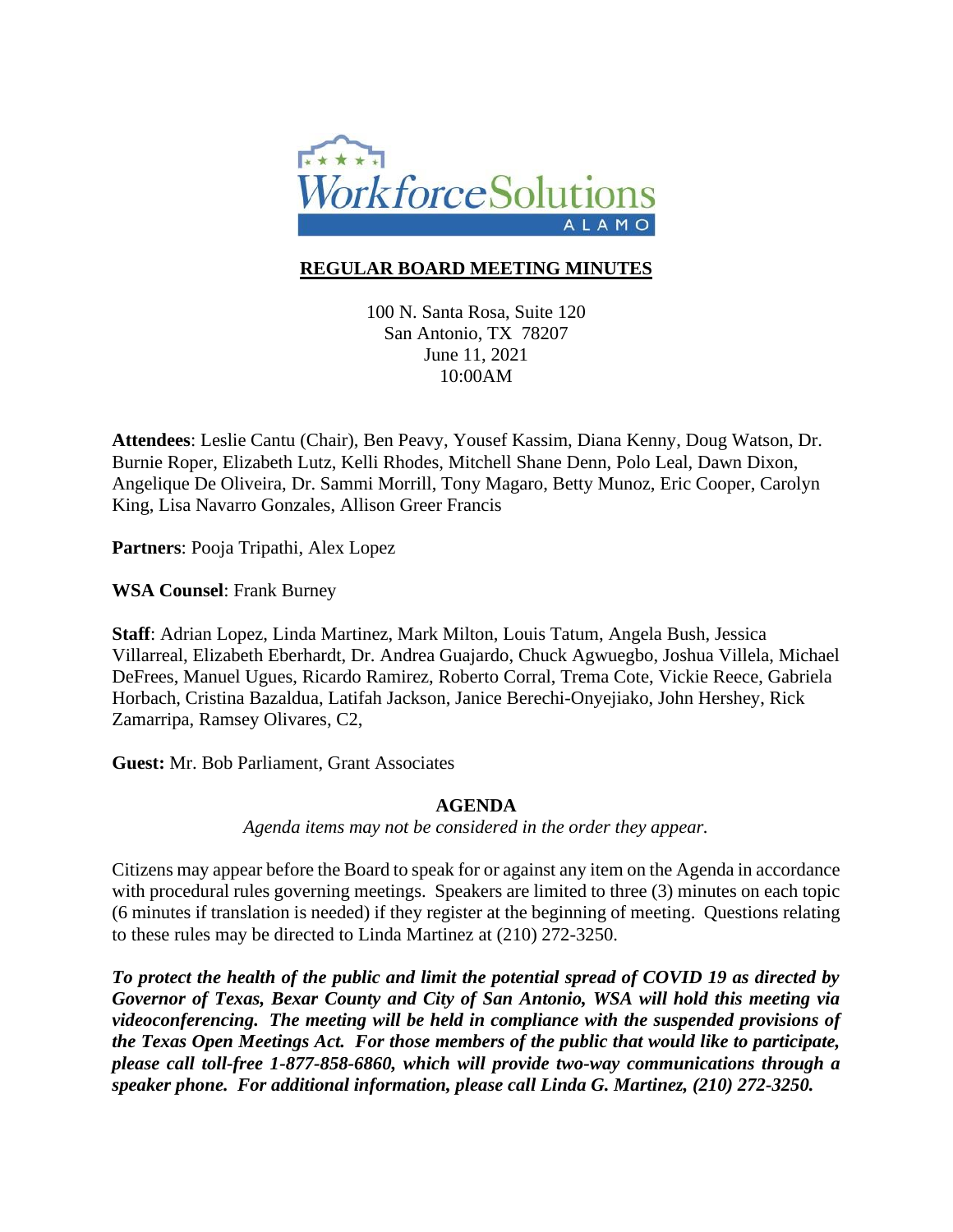# REGULAR BOARD MEETING MINUTES

100 N. Santa Rosa, Suite 120
San Antonio, TX 78207
June 11, 2021
10:00AM

**Attendees**: Leslie Cantu (Chair), Ben Peavy, Yousef Kassim, Diana Kenny, Doug Watson, Dr. Burnie Roper, Elizabeth Lutz, Kelli Rhodes, Mitchell Shane Denn, Polo Leal, Dawn Dixon, Angelique De Oliveira, Dr. Sammi Morrill, Tony Magaro, Betty Munoz, Eric Cooper, Carolyn King, Lisa Navarro Gonzales, Allison Greer Francis

**Partners**: Pooja Tripathi, Alex Lopez

**WSA Counsel**: Frank Burney

**Staff**: Adrian Lopez, Linda Martinez, Mark Milton, Louis Tatum, Angela Bush, Jessica Villarreal, Elizabeth Eberhardt, Dr. Andrea Guajardo, Chuck Agwuegbo, Joshua Villela, Michael DeFrees, Manuel Ugues, Ricardo Ramirez, Roberto Corral, Trema Cote, Vickie Reece, Gabriela Horbach, Cristina Bazaldua, Latifah Jackson, Janice Berechi-Onyejiako, John Hershey, Rick Zamarripa, Ramsey Olivares, C2,

**Guest:** Mr. Bob Parliament, Grant Associates

## AGENDA

*Agenda items may not be considered in the order they appear.*

Citizens may appear before the Board to speak for or against any item on the Agenda in accordance with procedural rules governing meetings. Speakers are limited to three (3) minutes on each topic (6 minutes if translation is needed) if they register at the beginning of meeting. Questions relating to these rules may be directed to Linda Martinez at (210) 272-3250.

***To protect the health of the public and limit the potential spread of COVID 19 as directed by Governor of Texas, Bexar County and City of San Antonio, WSA will hold this meeting via videoconferencing. The meeting will be held in compliance with the suspended provisions of the Texas Open Meetings Act. For those members of the public that would like to participate, please call toll-free 1-877-858-6860, which will provide two-way communications through a speaker phone. For additional information, please call Linda G. Martinez, (210) 272-3250.***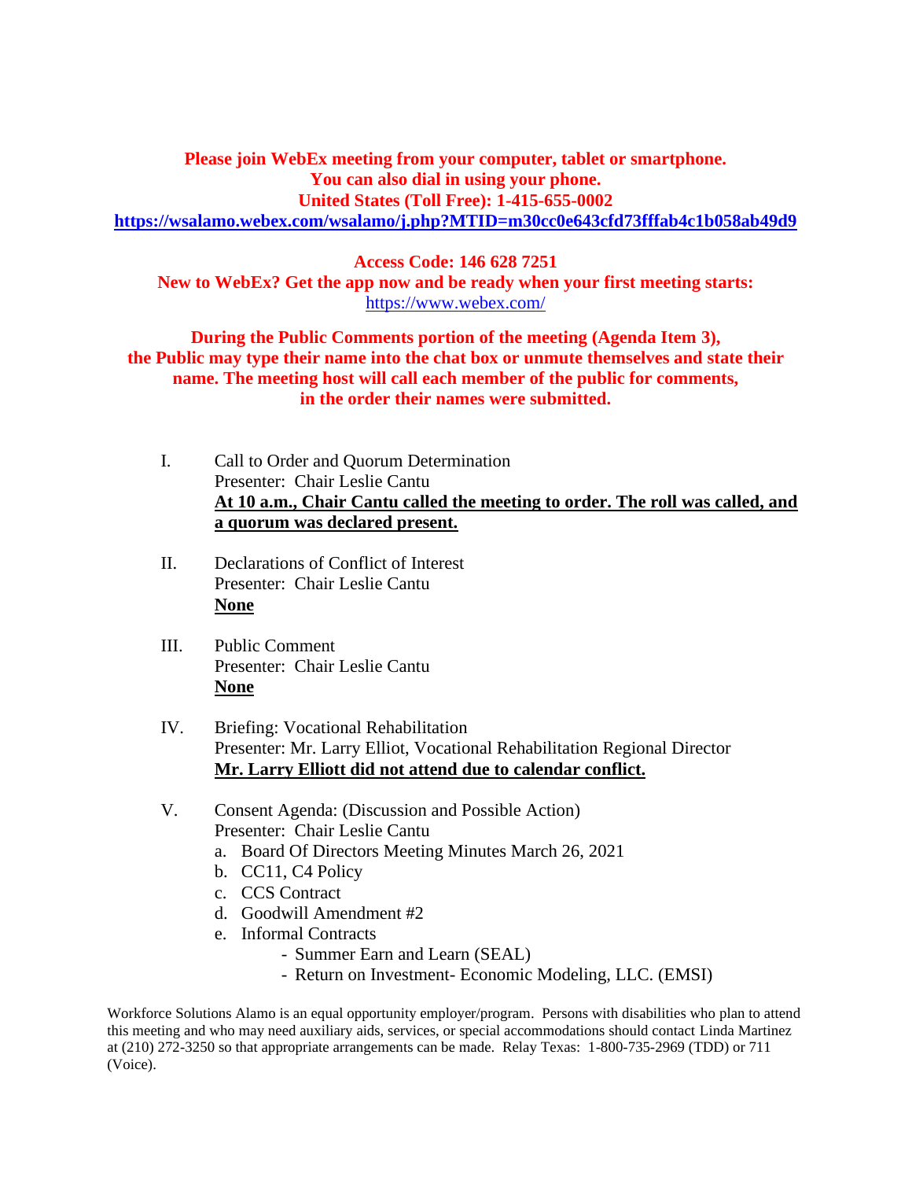**Please join WebEx meeting from your computer, tablet or smartphone.**
**You can also dial in using your phone.**
**United States (Toll Free): 1-415-655-0002**
**https://wsalamo.webex.com/wsalamo/j.php?MTID=m30cc0e643cfd73fffab4c1b058ab49d9**

**Access Code: 146 628 7251**
**New to WebEx? Get the app now and be ready when your first meeting starts:**
https://www.webex.com/

**During the Public Comments portion of the meeting (Agenda Item 3), the Public may type their name into the chat box or unmute themselves and state their name. The meeting host will call each member of the public for comments, in the order their names were submitted.**

I. Call to Order and Quorum Determination
Presenter: Chair Leslie Cantu
**At 10 a.m., Chair Cantu called the meeting to order. The roll was called, and a quorum was declared present.**

II. Declarations of Conflict of Interest
Presenter: Chair Leslie Cantu
**None**

III. Public Comment
Presenter: Chair Leslie Cantu
**None**

IV. Briefing: Vocational Rehabilitation
Presenter: Mr. Larry Elliot, Vocational Rehabilitation Regional Director
**Mr. Larry Elliott did not attend due to calendar conflict.**

V. Consent Agenda: (Discussion and Possible Action)
Presenter: Chair Leslie Cantu
a. Board Of Directors Meeting Minutes March 26, 2021
b. CC11, C4 Policy
c. CCS Contract
d. Goodwill Amendment #2
e. Informal Contracts
   - Summer Earn and Learn (SEAL)
   - Return on Investment- Economic Modeling, LLC. (EMSI)

Workforce Solutions Alamo is an equal opportunity employer/program. Persons with disabilities who plan to attend this meeting and who may need auxiliary aids, services, or special accommodations should contact Linda Martinez at (210) 272-3250 so that appropriate arrangements can be made. Relay Texas: 1-800-735-2969 (TDD) or 711 (Voice).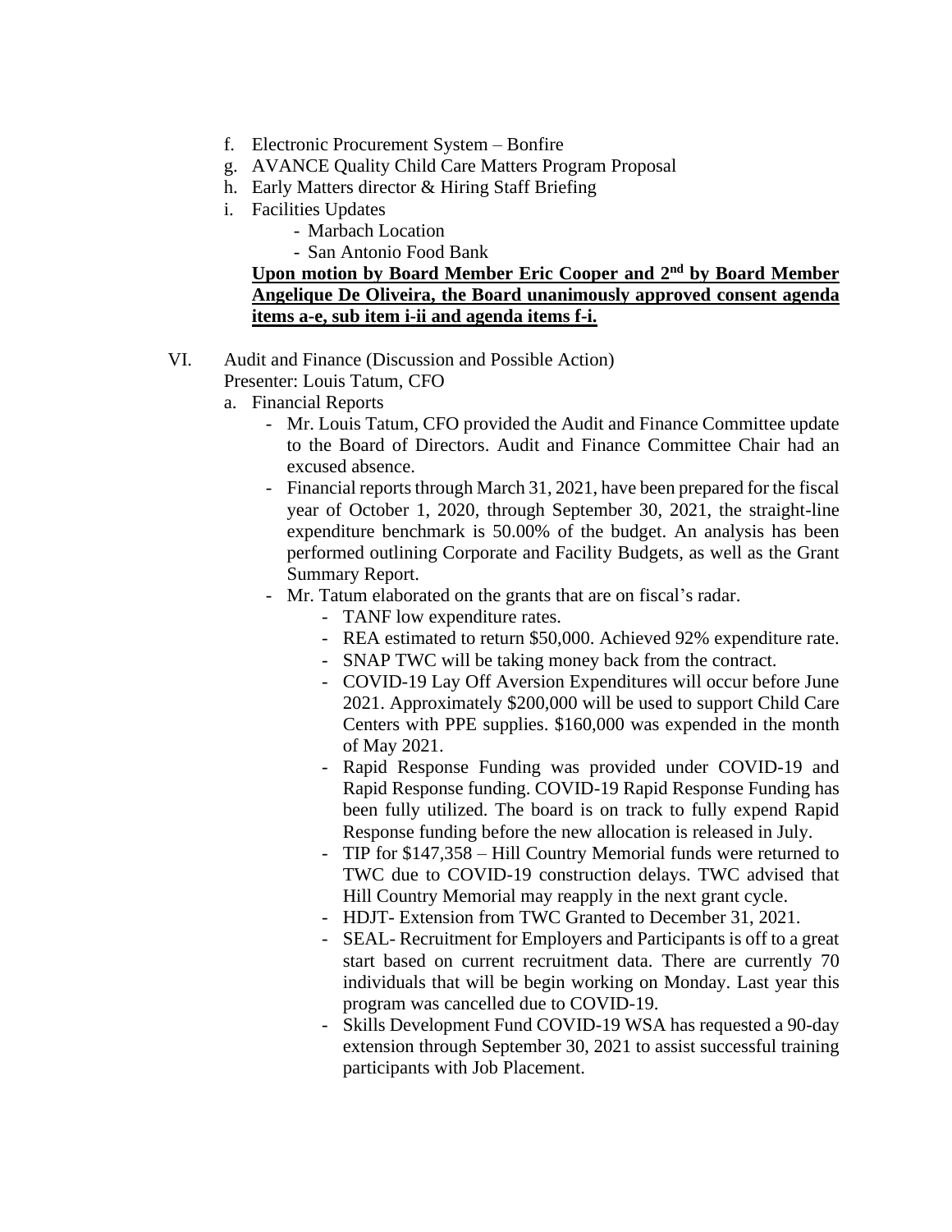f. Electronic Procurement System – Bonfire
g. AVANCE Quality Child Care Matters Program Proposal
h. Early Matters director & Hiring Staff Briefing
i. Facilities Updates
   - Marbach Location
   - San Antonio Food Bank

**Upon motion by Board Member Eric Cooper and 2nd by Board Member Angelique De Oliveira, the Board unanimously approved consent agenda items a-e, sub item i-ii and agenda items f-i.**

VI. Audit and Finance (Discussion and Possible Action)
Presenter: Louis Tatum, CFO

a. Financial Reports
   - Mr. Louis Tatum, CFO provided the Audit and Finance Committee update to the Board of Directors. Audit and Finance Committee Chair had an excused absence.
   - Financial reports through March 31, 2021, have been prepared for the fiscal year of October 1, 2020, through September 30, 2021, the straight-line expenditure benchmark is 50.00% of the budget. An analysis has been performed outlining Corporate and Facility Budgets, as well as the Grant Summary Report.
   - Mr. Tatum elaborated on the grants that are on fiscal's radar.
     - TANF low expenditure rates.
     - REA estimated to return $50,000. Achieved 92% expenditure rate.
     - SNAP TWC will be taking money back from the contract.
     - COVID-19 Lay Off Aversion Expenditures will occur before June 2021. Approximately $200,000 will be used to support Child Care Centers with PPE supplies. $160,000 was expended in the month of May 2021.
     - Rapid Response Funding was provided under COVID-19 and Rapid Response funding. COVID-19 Rapid Response Funding has been fully utilized. The board is on track to fully expend Rapid Response funding before the new allocation is released in July.
     - TIP for $147,358 – Hill Country Memorial funds were returned to TWC due to COVID-19 construction delays. TWC advised that Hill Country Memorial may reapply in the next grant cycle.
     - HDJT- Extension from TWC Granted to December 31, 2021.
     - SEAL- Recruitment for Employers and Participants is off to a great start based on current recruitment data. There are currently 70 individuals that will be begin working on Monday. Last year this program was cancelled due to COVID-19.
     - Skills Development Fund COVID-19 WSA has requested a 90-day extension through September 30, 2021 to assist successful training participants with Job Placement.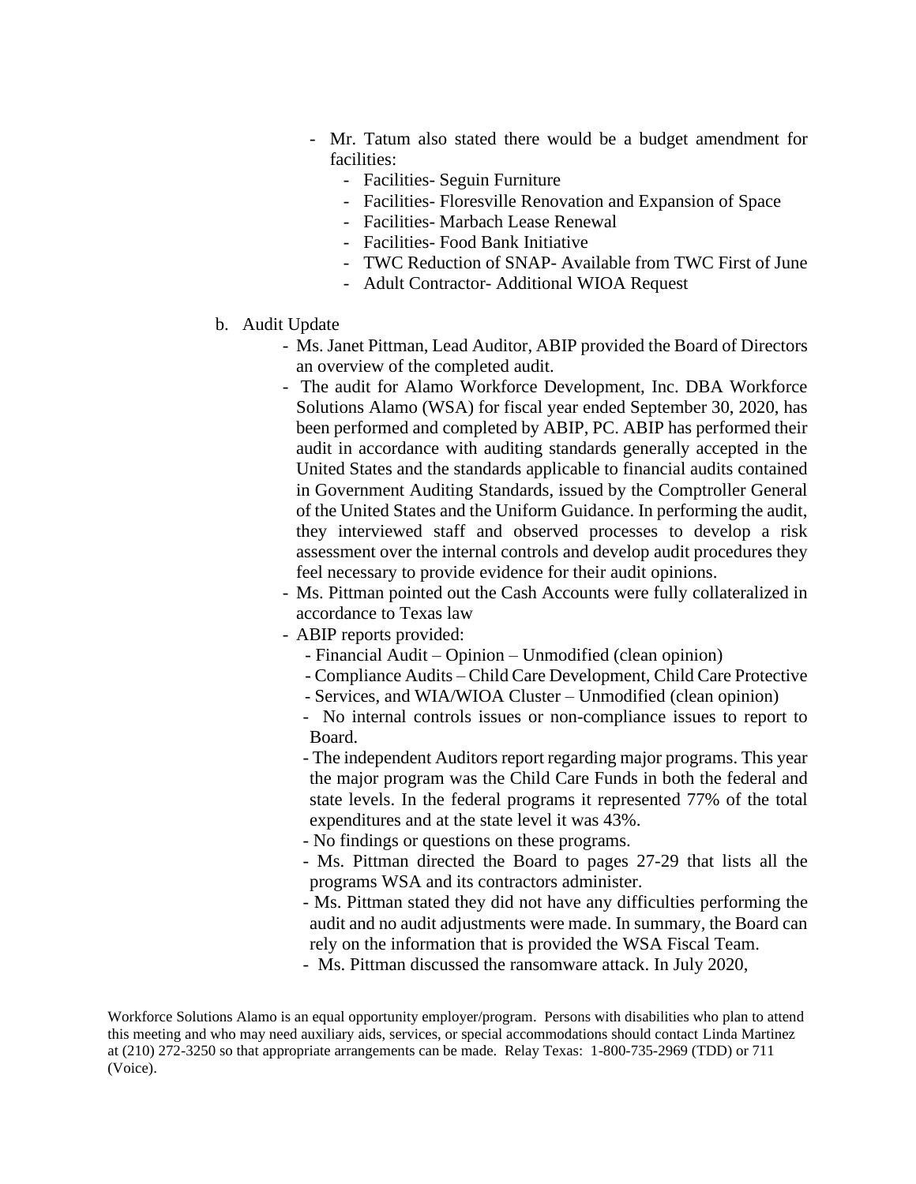- Mr. Tatum also stated there would be a budget amendment for facilities:
  - Facilities- Seguin Furniture
  - Facilities- Floresville Renovation and Expansion of Space
  - Facilities- Marbach Lease Renewal
  - Facilities- Food Bank Initiative
  - TWC Reduction of SNAP- Available from TWC First of June
  - Adult Contractor- Additional WIOA Request

b. Audit Update

- Ms. Janet Pittman, Lead Auditor, ABIP provided the Board of Directors an overview of the completed audit.
- The audit for Alamo Workforce Development, Inc. DBA Workforce Solutions Alamo (WSA) for fiscal year ended September 30, 2020, has been performed and completed by ABIP, PC. ABIP has performed their audit in accordance with auditing standards generally accepted in the United States and the standards applicable to financial audits contained in Government Auditing Standards, issued by the Comptroller General of the United States and the Uniform Guidance. In performing the audit, they interviewed staff and observed processes to develop a risk assessment over the internal controls and develop audit procedures they feel necessary to provide evidence for their audit opinions.
- Ms. Pittman pointed out the Cash Accounts were fully collateralized in accordance to Texas law
- ABIP reports provided:
  - Financial Audit – Opinion – Unmodified (clean opinion)
  - Compliance Audits – Child Care Development, Child Care Protective
  - Services, and WIA/WIOA Cluster – Unmodified (clean opinion)
  - No internal controls issues or non-compliance issues to report to Board.
  - The independent Auditors report regarding major programs. This year the major program was the Child Care Funds in both the federal and state levels. In the federal programs it represented 77% of the total expenditures and at the state level it was 43%.
  - No findings or questions on these programs.
  - Ms. Pittman directed the Board to pages 27-29 that lists all the programs WSA and its contractors administer.
  - Ms. Pittman stated they did not have any difficulties performing the audit and no audit adjustments were made. In summary, the Board can rely on the information that is provided the WSA Fiscal Team.
  - Ms. Pittman discussed the ransomware attack. In July 2020,

Workforce Solutions Alamo is an equal opportunity employer/program. Persons with disabilities who plan to attend this meeting and who may need auxiliary aids, services, or special accommodations should contact Linda Martinez at (210) 272-3250 so that appropriate arrangements can be made. Relay Texas: 1-800-735-2969 (TDD) or 711 (Voice).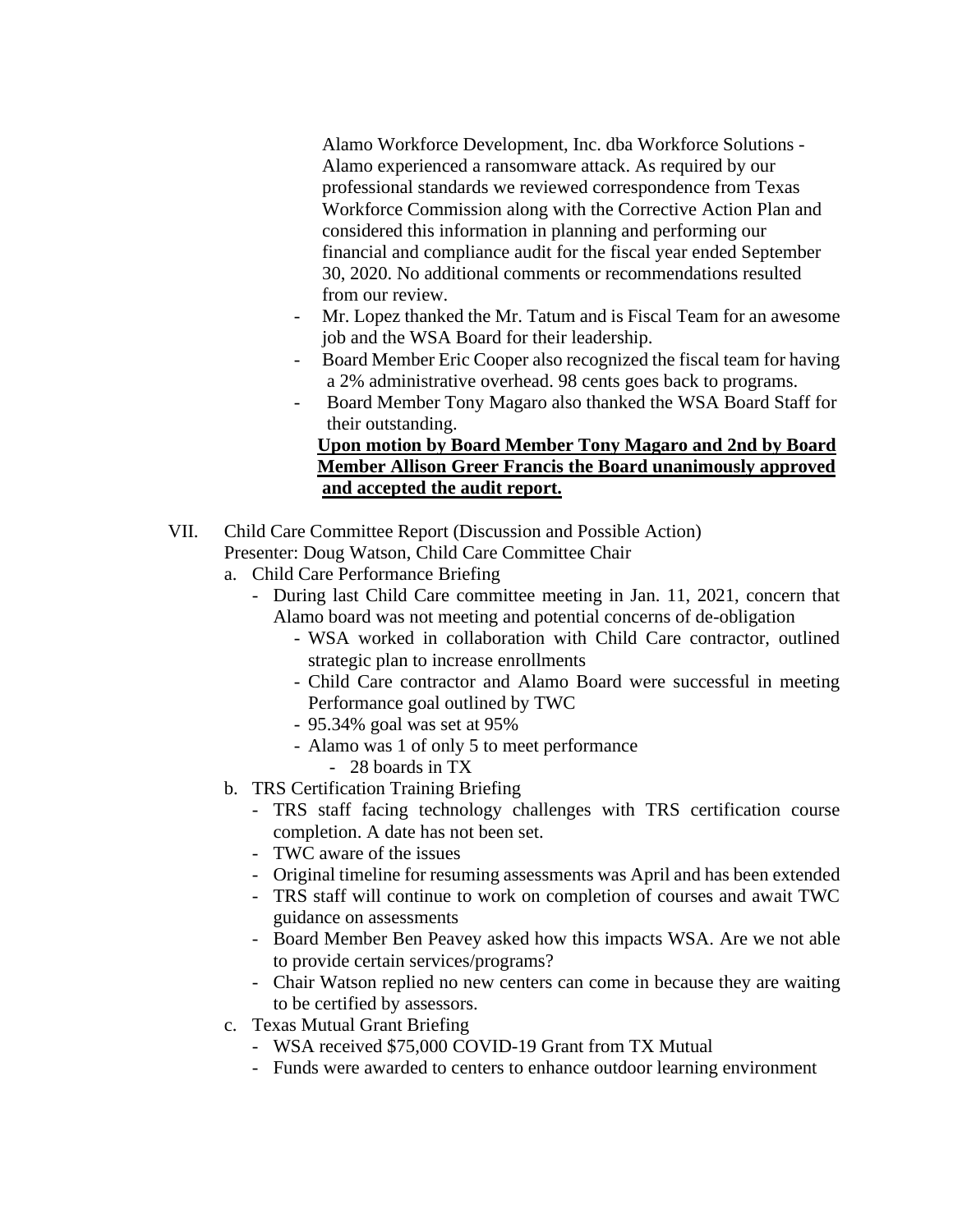Alamo Workforce Development, Inc. dba Workforce Solutions - Alamo experienced a ransomware attack. As required by our professional standards we reviewed correspondence from Texas Workforce Commission along with the Corrective Action Plan and considered this information in planning and performing our financial and compliance audit for the fiscal year ended September 30, 2020. No additional comments or recommendations resulted from our review.

- Mr. Lopez thanked the Mr. Tatum and is Fiscal Team for an awesome job and the WSA Board for their leadership.
- Board Member Eric Cooper also recognized the fiscal team for having a 2% administrative overhead. 98 cents goes back to programs.
- Board Member Tony Magaro also thanked the WSA Board Staff for their outstanding.

**Upon motion by Board Member Tony Magaro and 2nd by Board Member Allison Greer Francis the Board unanimously approved and accepted the audit report.**

VII. Child Care Committee Report (Discussion and Possible Action)
Presenter: Doug Watson, Child Care Committee Chair

a. Child Care Performance Briefing
   - During last Child Care committee meeting in Jan. 11, 2021, concern that Alamo board was not meeting and potential concerns of de-obligation
     - WSA worked in collaboration with Child Care contractor, outlined strategic plan to increase enrollments
     - Child Care contractor and Alamo Board were successful in meeting Performance goal outlined by TWC
     - 95.34% goal was set at 95%
     - Alamo was 1 of only 5 to meet performance
       - 28 boards in TX

b. TRS Certification Training Briefing
   - TRS staff facing technology challenges with TRS certification course completion. A date has not been set.
   - TWC aware of the issues
   - Original timeline for resuming assessments was April and has been extended
   - TRS staff will continue to work on completion of courses and await TWC guidance on assessments
   - Board Member Ben Peavey asked how this impacts WSA. Are we not able to provide certain services/programs?
   - Chair Watson replied no new centers can come in because they are waiting to be certified by assessors.

c. Texas Mutual Grant Briefing
   - WSA received $75,000 COVID-19 Grant from TX Mutual
   - Funds were awarded to centers to enhance outdoor learning environment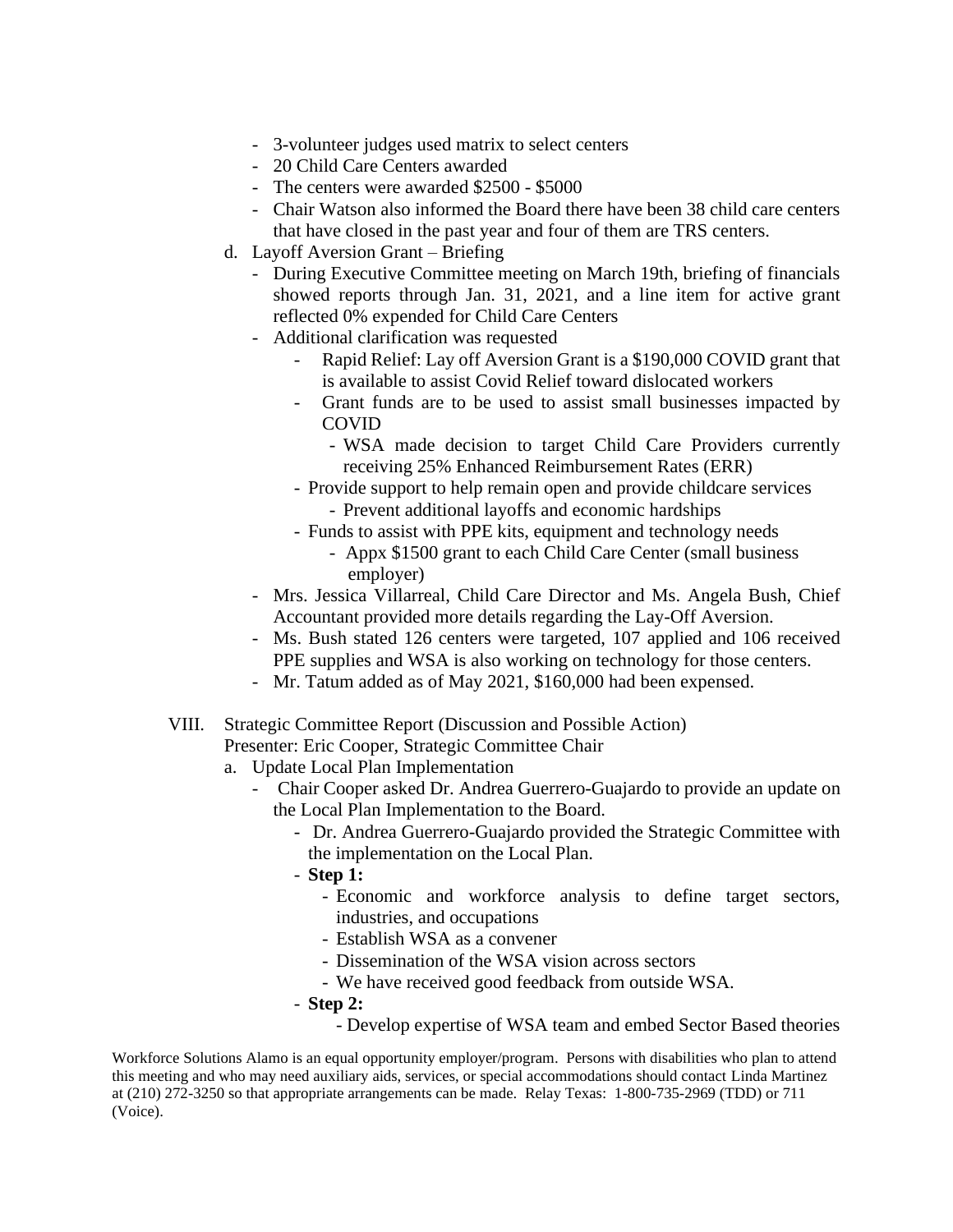- 3-volunteer judges used matrix to select centers
- 20 Child Care Centers awarded
- The centers were awarded $2500 - $5000
- Chair Watson also informed the Board there have been 38 child care centers that have closed in the past year and four of them are TRS centers.

d. Layoff Aversion Grant – Briefing
  - During Executive Committee meeting on March 19th, briefing of financials showed reports through Jan. 31, 2021, and a line item for active grant reflected 0% expended for Child Care Centers
  - Additional clarification was requested
    - Rapid Relief: Lay off Aversion Grant is a $190,000 COVID grant that is available to assist Covid Relief toward dislocated workers
    - Grant funds are to be used to assist small businesses impacted by COVID
      - WSA made decision to target Child Care Providers currently receiving 25% Enhanced Reimbursement Rates (ERR)
    - Provide support to help remain open and provide childcare services
      - Prevent additional layoffs and economic hardships
    - Funds to assist with PPE kits, equipment and technology needs
      - Appx $1500 grant to each Child Care Center (small business employer)
  - Mrs. Jessica Villarreal, Child Care Director and Ms. Angela Bush, Chief Accountant provided more details regarding the Lay-Off Aversion.
  - Ms. Bush stated 126 centers were targeted, 107 applied and 106 received PPE supplies and WSA is also working on technology for those centers.
  - Mr. Tatum added as of May 2021, $160,000 had been expensed.

VIII. Strategic Committee Report (Discussion and Possible Action)
Presenter: Eric Cooper, Strategic Committee Chair

a. Update Local Plan Implementation
  - Chair Cooper asked Dr. Andrea Guerrero-Guajardo to provide an update on the Local Plan Implementation to the Board.
    - Dr. Andrea Guerrero-Guajardo provided the Strategic Committee with the implementation on the Local Plan.
    - **Step 1:**
      - Economic and workforce analysis to define target sectors, industries, and occupations
      - Establish WSA as a convener
      - Dissemination of the WSA vision across sectors
      - We have received good feedback from outside WSA.
    - **Step 2:**
      - Develop expertise of WSA team and embed Sector Based theories

Workforce Solutions Alamo is an equal opportunity employer/program. Persons with disabilities who plan to attend this meeting and who may need auxiliary aids, services, or special accommodations should contact Linda Martinez at (210) 272-3250 so that appropriate arrangements can be made. Relay Texas: 1-800-735-2969 (TDD) or 711 (Voice).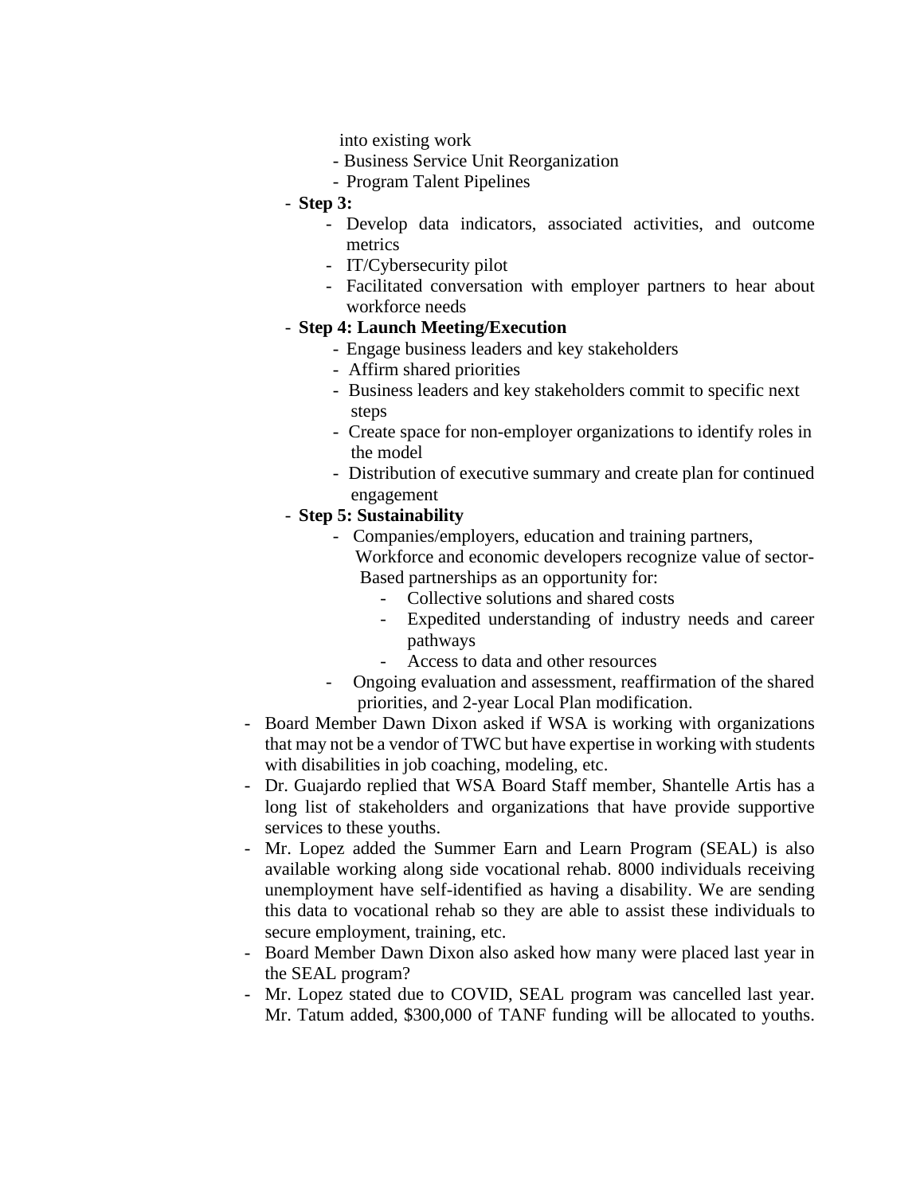into existing work
  - Business Service Unit Reorganization
  - Program Talent Pipelines
- **Step 3:**
  - Develop data indicators, associated activities, and outcome metrics
  - IT/Cybersecurity pilot
  - Facilitated conversation with employer partners to hear about workforce needs
- **Step 4: Launch Meeting/Execution**
  - Engage business leaders and key stakeholders
  - Affirm shared priorities
  - Business leaders and key stakeholders commit to specific next steps
  - Create space for non-employer organizations to identify roles in the model
  - Distribution of executive summary and create plan for continued engagement
- **Step 5: Sustainability**
  - Companies/employers, education and training partners, Workforce and economic developers recognize value of sector-Based partnerships as an opportunity for:
    - Collective solutions and shared costs
    - Expedited understanding of industry needs and career pathways
    - Access to data and other resources
  - Ongoing evaluation and assessment, reaffirmation of the shared priorities, and 2-year Local Plan modification.

- Board Member Dawn Dixon asked if WSA is working with organizations that may not be a vendor of TWC but have expertise in working with students with disabilities in job coaching, modeling, etc.
- Dr. Guajardo replied that WSA Board Staff member, Shantelle Artis has a long list of stakeholders and organizations that have provide supportive services to these youths.
- Mr. Lopez added the Summer Earn and Learn Program (SEAL) is also available working along side vocational rehab. 8000 individuals receiving unemployment have self-identified as having a disability. We are sending this data to vocational rehab so they are able to assist these individuals to secure employment, training, etc.
- Board Member Dawn Dixon also asked how many were placed last year in the SEAL program?
- Mr. Lopez stated due to COVID, SEAL program was cancelled last year. Mr. Tatum added, $300,000 of TANF funding will be allocated to youths.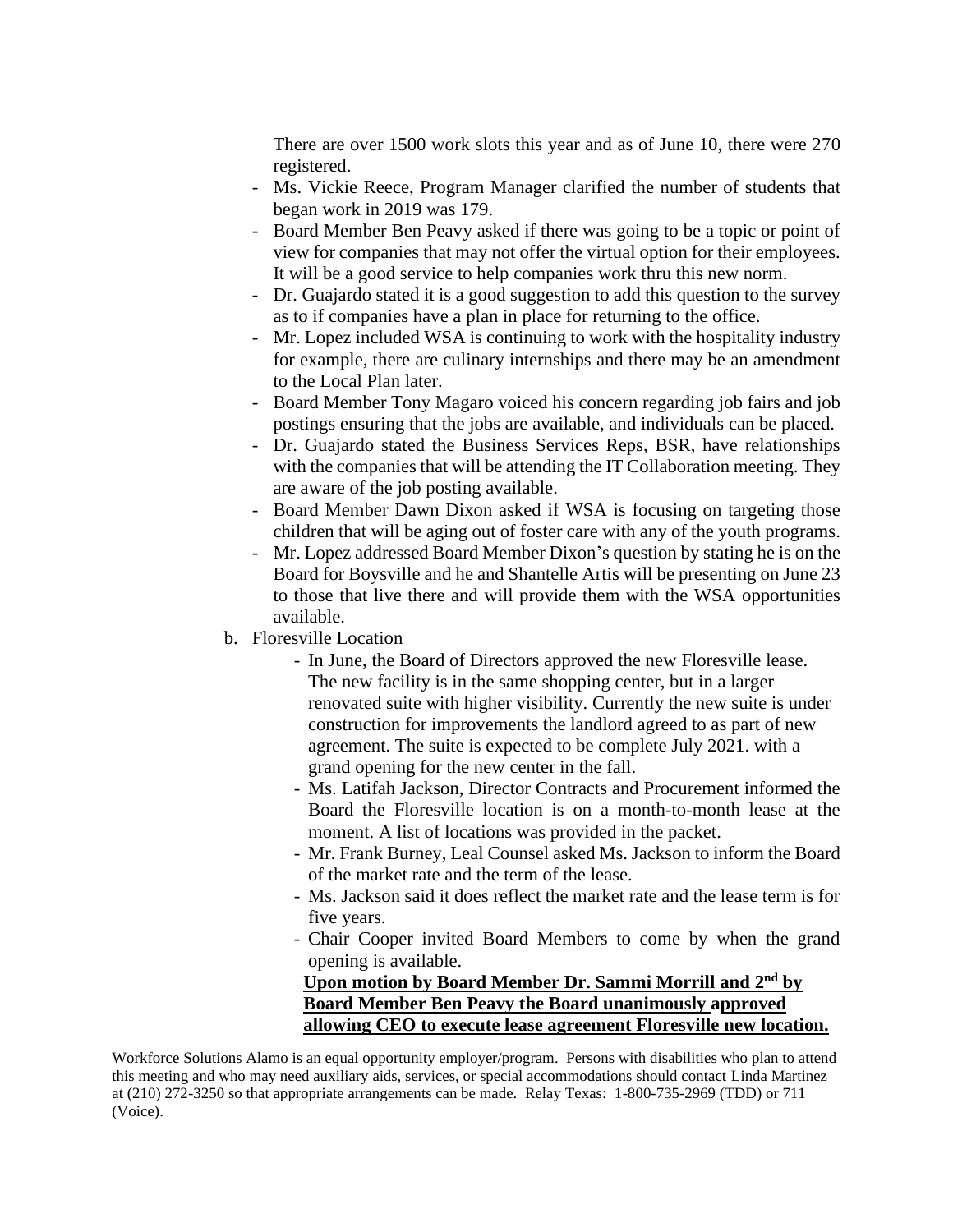There are over 1500 work slots this year and as of June 10, there were 270 registered.

- Ms. Vickie Reece, Program Manager clarified the number of students that began work in 2019 was 179.
- Board Member Ben Peavy asked if there was going to be a topic or point of view for companies that may not offer the virtual option for their employees. It will be a good service to help companies work thru this new norm.
- Dr. Guajardo stated it is a good suggestion to add this question to the survey as to if companies have a plan in place for returning to the office.
- Mr. Lopez included WSA is continuing to work with the hospitality industry for example, there are culinary internships and there may be an amendment to the Local Plan later.
- Board Member Tony Magaro voiced his concern regarding job fairs and job postings ensuring that the jobs are available, and individuals can be placed.
- Dr. Guajardo stated the Business Services Reps, BSR, have relationships with the companies that will be attending the IT Collaboration meeting. They are aware of the job posting available.
- Board Member Dawn Dixon asked if WSA is focusing on targeting those children that will be aging out of foster care with any of the youth programs.
- Mr. Lopez addressed Board Member Dixon's question by stating he is on the Board for Boysville and he and Shantelle Artis will be presenting on June 23 to those that live there and will provide them with the WSA opportunities available.

b. Floresville Location

- In June, the Board of Directors approved the new Floresville lease. The new facility is in the same shopping center, but in a larger renovated suite with higher visibility. Currently the new suite is under construction for improvements the landlord agreed to as part of new agreement. The suite is expected to be complete July 2021. with a grand opening for the new center in the fall.
- Ms. Latifah Jackson, Director Contracts and Procurement informed the Board the Floresville location is on a month-to-month lease at the moment. A list of locations was provided in the packet.
- Mr. Frank Burney, Leal Counsel asked Ms. Jackson to inform the Board of the market rate and the term of the lease.
- Ms. Jackson said it does reflect the market rate and the lease term is for five years.
- Chair Cooper invited Board Members to come by when the grand opening is available.

**Upon motion by Board Member Dr. Sammi Morrill and 2nd by Board Member Ben Peavy the Board unanimously approved allowing CEO to execute lease agreement Floresville new location.**

Workforce Solutions Alamo is an equal opportunity employer/program. Persons with disabilities who plan to attend this meeting and who may need auxiliary aids, services, or special accommodations should contact Linda Martinez at (210) 272-3250 so that appropriate arrangements can be made. Relay Texas: 1-800-735-2969 (TDD) or 711 (Voice).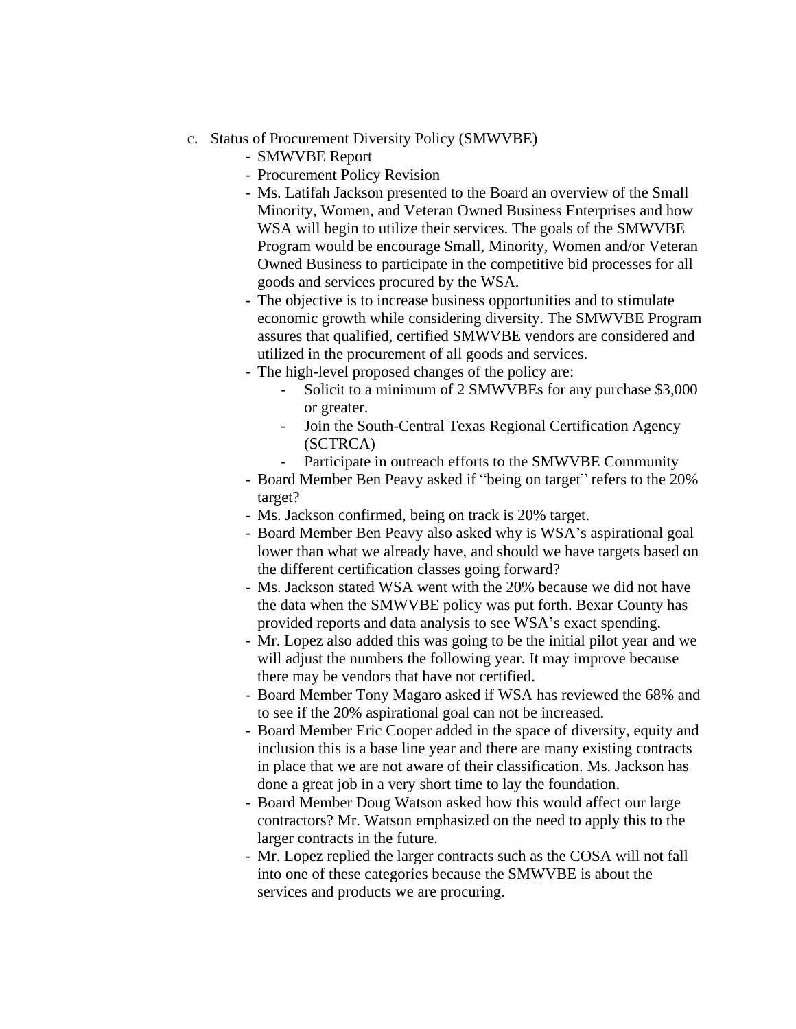c. Status of Procurement Diversity Policy (SMWVBE)
   - SMWVBE Report
   - Procurement Policy Revision
   - Ms. Latifah Jackson presented to the Board an overview of the Small Minority, Women, and Veteran Owned Business Enterprises and how WSA will begin to utilize their services. The goals of the SMWVBE Program would be encourage Small, Minority, Women and/or Veteran Owned Business to participate in the competitive bid processes for all goods and services procured by the WSA.
   - The objective is to increase business opportunities and to stimulate economic growth while considering diversity. The SMWVBE Program assures that qualified, certified SMWVBE vendors are considered and utilized in the procurement of all goods and services.
   - The high-level proposed changes of the policy are:
     - Solicit to a minimum of 2 SMWVBEs for any purchase $3,000 or greater.
     - Join the South-Central Texas Regional Certification Agency (SCTRCA)
     - Participate in outreach efforts to the SMWVBE Community
   - Board Member Ben Peavy asked if "being on target" refers to the 20% target?
   - Ms. Jackson confirmed, being on track is 20% target.
   - Board Member Ben Peavy also asked why is WSA's aspirational goal lower than what we already have, and should we have targets based on the different certification classes going forward?
   - Ms. Jackson stated WSA went with the 20% because we did not have the data when the SMWVBE policy was put forth. Bexar County has provided reports and data analysis to see WSA's exact spending.
   - Mr. Lopez also added this was going to be the initial pilot year and we will adjust the numbers the following year. It may improve because there may be vendors that have not certified.
   - Board Member Tony Magaro asked if WSA has reviewed the 68% and to see if the 20% aspirational goal can not be increased.
   - Board Member Eric Cooper added in the space of diversity, equity and inclusion this is a base line year and there are many existing contracts in place that we are not aware of their classification. Ms. Jackson has done a great job in a very short time to lay the foundation.
   - Board Member Doug Watson asked how this would affect our large contractors? Mr. Watson emphasized on the need to apply this to the larger contracts in the future.
   - Mr. Lopez replied the larger contracts such as the COSA will not fall into one of these categories because the SMWVBE is about the services and products we are procuring.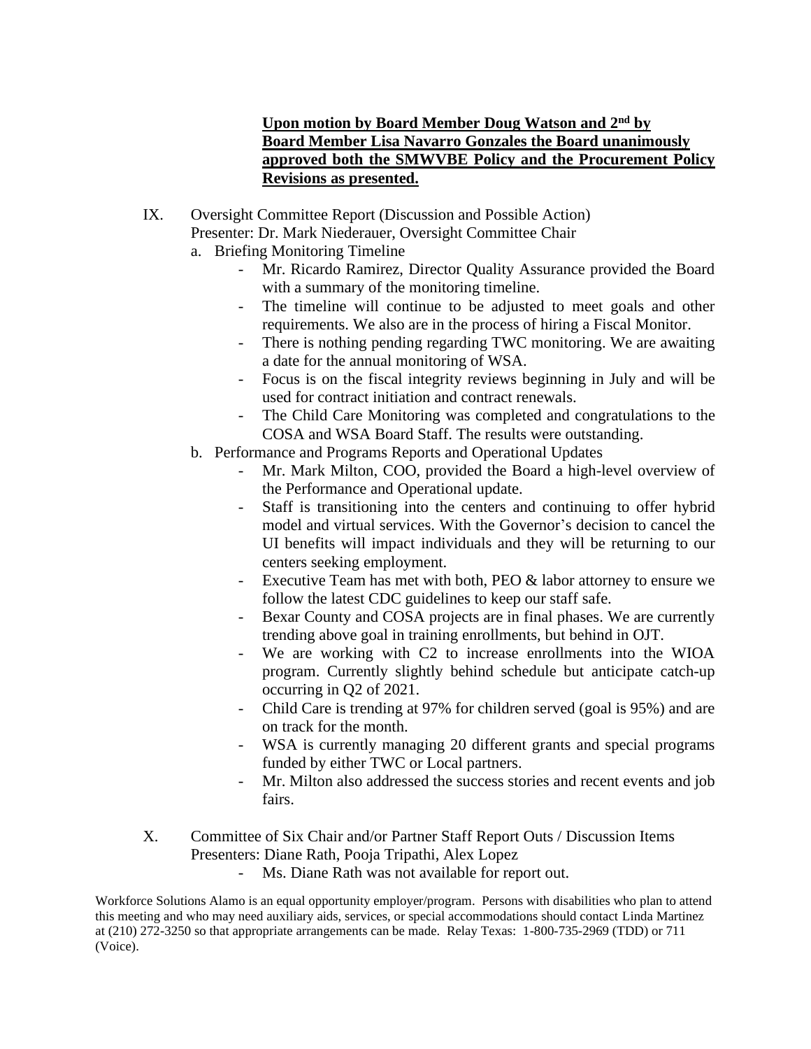**Upon motion by Board Member Doug Watson and 2nd by Board Member Lisa Navarro Gonzales the Board unanimously approved both the SMWVBE Policy and the Procurement Policy Revisions as presented.**

IX. Oversight Committee Report (Discussion and Possible Action)
Presenter: Dr. Mark Niederauer, Oversight Committee Chair

a. Briefing Monitoring Timeline
   - Mr. Ricardo Ramirez, Director Quality Assurance provided the Board with a summary of the monitoring timeline.
   - The timeline will continue to be adjusted to meet goals and other requirements. We also are in the process of hiring a Fiscal Monitor.
   - There is nothing pending regarding TWC monitoring. We are awaiting a date for the annual monitoring of WSA.
   - Focus is on the fiscal integrity reviews beginning in July and will be used for contract initiation and contract renewals.
   - The Child Care Monitoring was completed and congratulations to the COSA and WSA Board Staff. The results were outstanding.

b. Performance and Programs Reports and Operational Updates
   - Mr. Mark Milton, COO, provided the Board a high-level overview of the Performance and Operational update.
   - Staff is transitioning into the centers and continuing to offer hybrid model and virtual services. With the Governor's decision to cancel the UI benefits will impact individuals and they will be returning to our centers seeking employment.
   - Executive Team has met with both, PEO & labor attorney to ensure we follow the latest CDC guidelines to keep our staff safe.
   - Bexar County and COSA projects are in final phases. We are currently trending above goal in training enrollments, but behind in OJT.
   - We are working with C2 to increase enrollments into the WIOA program. Currently slightly behind schedule but anticipate catch-up occurring in Q2 of 2021.
   - Child Care is trending at 97% for children served (goal is 95%) and are on track for the month.
   - WSA is currently managing 20 different grants and special programs funded by either TWC or Local partners.
   - Mr. Milton also addressed the success stories and recent events and job fairs.

X. Committee of Six Chair and/or Partner Staff Report Outs / Discussion Items
Presenters: Diane Rath, Pooja Tripathi, Alex Lopez
   - Ms. Diane Rath was not available for report out.

Workforce Solutions Alamo is an equal opportunity employer/program. Persons with disabilities who plan to attend this meeting and who may need auxiliary aids, services, or special accommodations should contact Linda Martinez at (210) 272-3250 so that appropriate arrangements can be made. Relay Texas: 1-800-735-2969 (TDD) or 711 (Voice).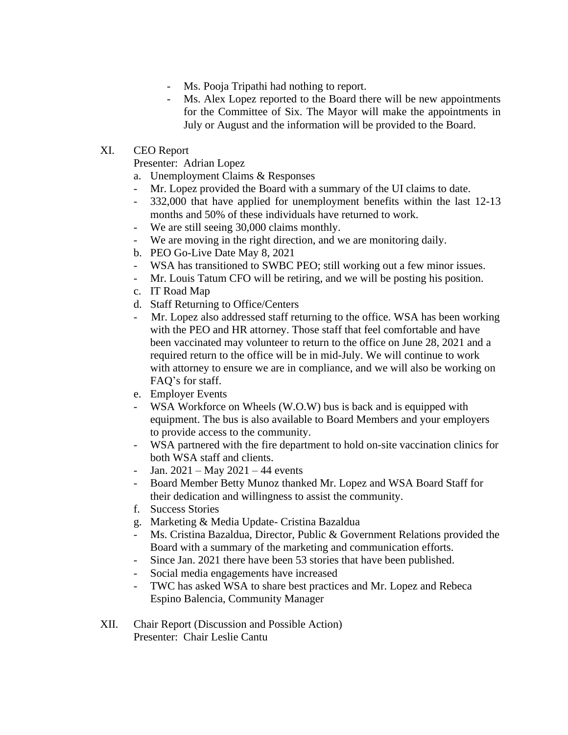- Ms. Pooja Tripathi had nothing to report.
- Ms. Alex Lopez reported to the Board there will be new appointments for the Committee of Six. The Mayor will make the appointments in July or August and the information will be provided to the Board.

XI. CEO Report
Presenter: Adrian Lopez

a. Unemployment Claims & Responses
- Mr. Lopez provided the Board with a summary of the UI claims to date.
- 332,000 that have applied for unemployment benefits within the last 12-13 months and 50% of these individuals have returned to work.
- We are still seeing 30,000 claims monthly.
- We are moving in the right direction, and we are monitoring daily.

b. PEO Go-Live Date May 8, 2021
- WSA has transitioned to SWBC PEO; still working out a few minor issues.
- Mr. Louis Tatum CFO will be retiring, and we will be posting his position.

c. IT Road Map

d. Staff Returning to Office/Centers
- Mr. Lopez also addressed staff returning to the office. WSA has been working with the PEO and HR attorney. Those staff that feel comfortable and have been vaccinated may volunteer to return to the office on June 28, 2021 and a required return to the office will be in mid-July. We will continue to work with attorney to ensure we are in compliance, and we will also be working on FAQ's for staff.

e. Employer Events
- WSA Workforce on Wheels (W.O.W) bus is back and is equipped with equipment. The bus is also available to Board Members and your employers to provide access to the community.
- WSA partnered with the fire department to hold on-site vaccination clinics for both WSA staff and clients.
- Jan. 2021 – May 2021 – 44 events
- Board Member Betty Munoz thanked Mr. Lopez and WSA Board Staff for their dedication and willingness to assist the community.

f. Success Stories

g. Marketing & Media Update- Cristina Bazaldua
- Ms. Cristina Bazaldua, Director, Public & Government Relations provided the Board with a summary of the marketing and communication efforts.
- Since Jan. 2021 there have been 53 stories that have been published.
- Social media engagements have increased
- TWC has asked WSA to share best practices and Mr. Lopez and Rebeca Espino Balencia, Community Manager

XII. Chair Report (Discussion and Possible Action)
Presenter: Chair Leslie Cantu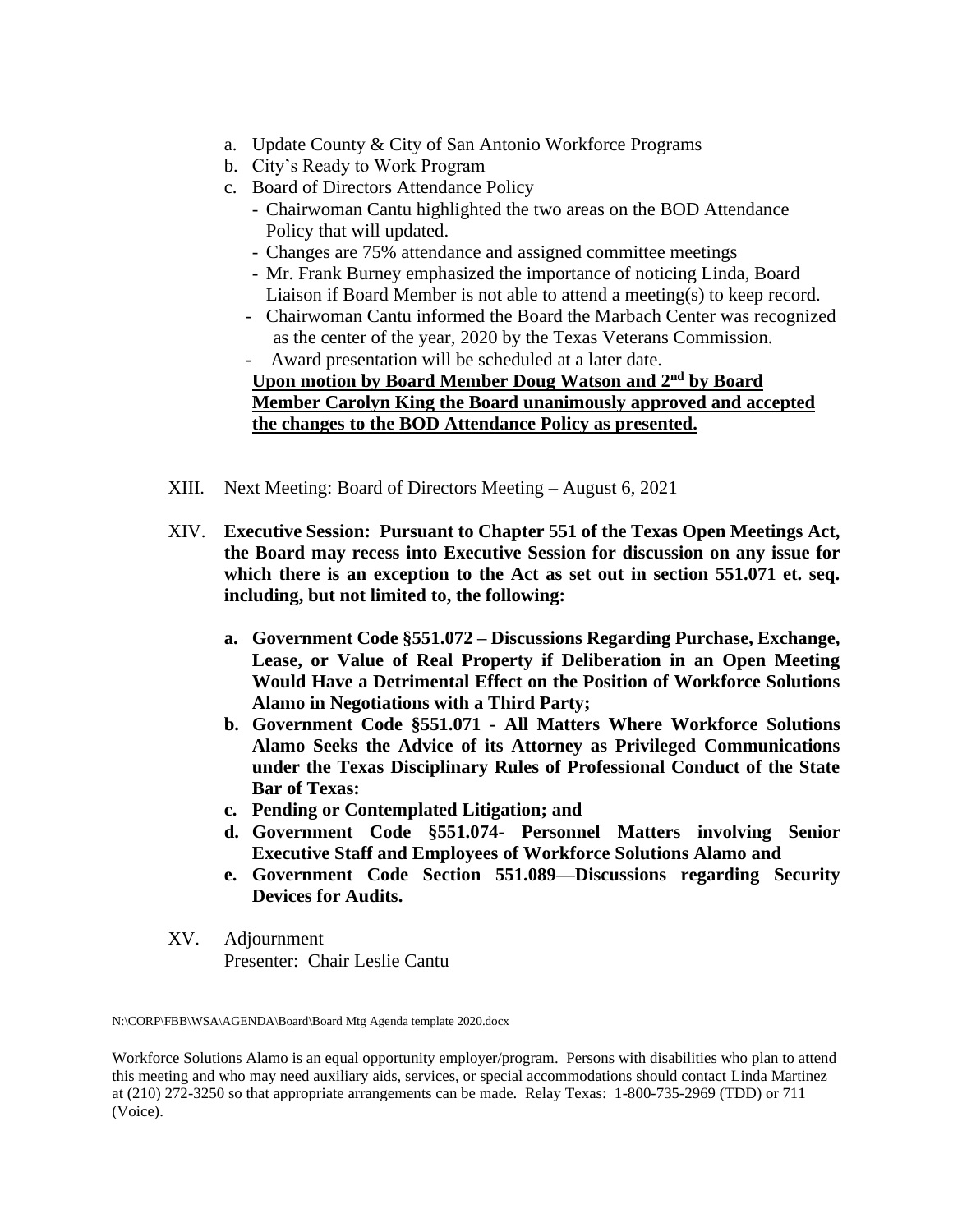a. Update County & City of San Antonio Workforce Programs
b. City's Ready to Work Program
c. Board of Directors Attendance Policy
   - Chairwoman Cantu highlighted the two areas on the BOD Attendance Policy that will updated.
   - Changes are 75% attendance and assigned committee meetings
   - Mr. Frank Burney emphasized the importance of noticing Linda, Board Liaison if Board Member is not able to attend a meeting(s) to keep record.
   - Chairwoman Cantu informed the Board the Marbach Center was recognized as the center of the year, 2020 by the Texas Veterans Commission.
   - Award presentation will be scheduled at a later date.

   **Upon motion by Board Member Doug Watson and 2nd by Board Member Carolyn King the Board unanimously approved and accepted the changes to the BOD Attendance Policy as presented.**

XIII. Next Meeting: Board of Directors Meeting – August 6, 2021

XIV. **Executive Session: Pursuant to Chapter 551 of the Texas Open Meetings Act, the Board may recess into Executive Session for discussion on any issue for which there is an exception to the Act as set out in section 551.071 et. seq. including, but not limited to, the following:**

   **a. Government Code §551.072 – Discussions Regarding Purchase, Exchange, Lease, or Value of Real Property if Deliberation in an Open Meeting Would Have a Detrimental Effect on the Position of Workforce Solutions Alamo in Negotiations with a Third Party;**
   **b. Government Code §551.071 - All Matters Where Workforce Solutions Alamo Seeks the Advice of its Attorney as Privileged Communications under the Texas Disciplinary Rules of Professional Conduct of the State Bar of Texas:**
   **c. Pending or Contemplated Litigation; and**
   **d. Government Code §551.074- Personnel Matters involving Senior Executive Staff and Employees of Workforce Solutions Alamo and**
   **e. Government Code Section 551.089—Discussions regarding Security Devices for Audits.**

XV. Adjournment
    Presenter: Chair Leslie Cantu

N:\CORP\FBB\WSA\AGENDA\Board\Board Mtg Agenda template 2020.docx

Workforce Solutions Alamo is an equal opportunity employer/program. Persons with disabilities who plan to attend this meeting and who may need auxiliary aids, services, or special accommodations should contact Linda Martinez at (210) 272-3250 so that appropriate arrangements can be made. Relay Texas: 1-800-735-2969 (TDD) or 711 (Voice).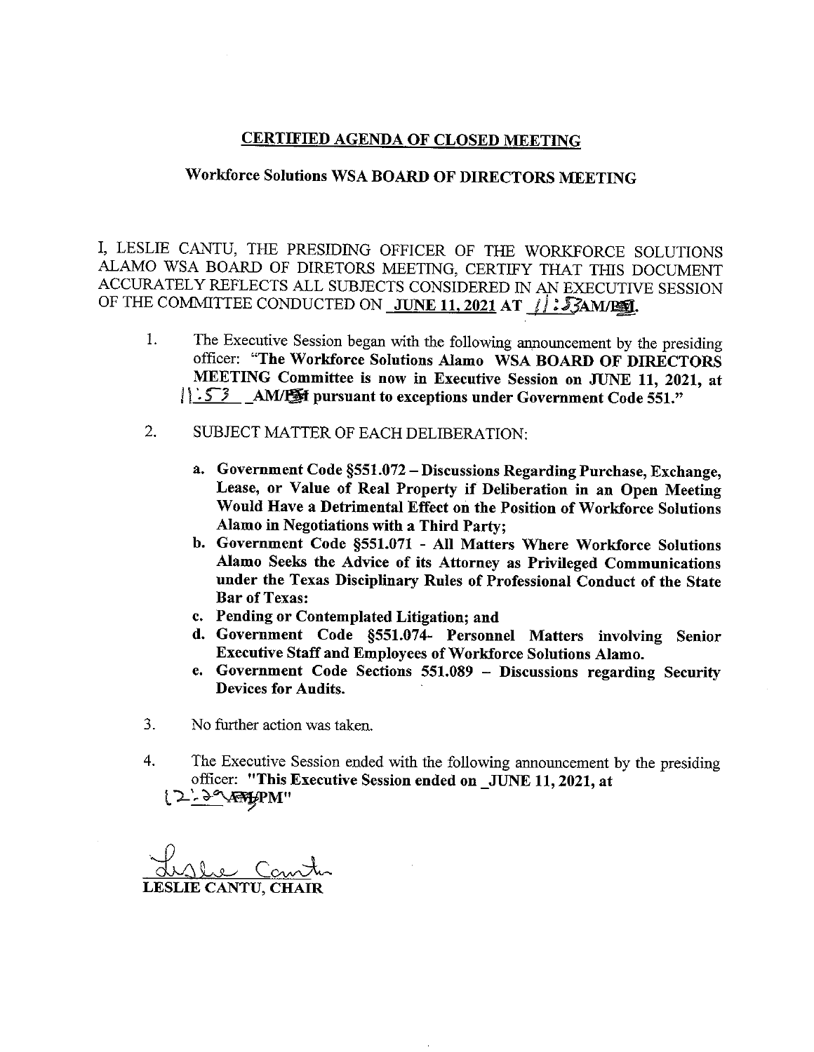## CERTIFIED AGENDA OF CLOSED MEETING

### Workforce Solutions WSA BOARD OF DIRECTORS MEETING

I, LESLIE CANTU, THE PRESIDING OFFICER OF THE WORKFORCE SOLUTIONS ALAMO WSA BOARD OF DIRETORS MEETING, CERTIFY THAT THIS DOCUMENT ACCURATELY REFLECTS ALL SUBJECTS CONSIDERED IN AN EXECUTIVE SESSION OF THE COMMITTEE CONDUCTED ON **JUNE 11, 2021 AT 11:53 AM/PM.**

1. The Executive Session began with the following announcement by the presiding officer: "**The Workforce Solutions Alamo WSA BOARD OF DIRECTORS MEETING Committee is now in Executive Session on JUNE 11, 2021, at 11:53 AM/PM pursuant to exceptions under Government Code 551.**"

2. SUBJECT MATTER OF EACH DELIBERATION:

   a. **Government Code §551.072 – Discussions Regarding Purchase, Exchange, Lease, or Value of Real Property if Deliberation in an Open Meeting Would Have a Detrimental Effect on the Position of Workforce Solutions Alamo in Negotiations with a Third Party;**
   b. **Government Code §551.071 - All Matters Where Workforce Solutions Alamo Seeks the Advice of its Attorney as Privileged Communications under the Texas Disciplinary Rules of Professional Conduct of the State Bar of Texas:**
   c. **Pending or Contemplated Litigation; and**
   d. **Government Code §551.074- Personnel Matters involving Senior Executive Staff and Employees of Workforce Solutions Alamo.**
   e. **Government Code Sections 551.089 – Discussions regarding Security Devices for Audits.**

3. No further action was taken.

4. The Executive Session ended with the following announcement by the presiding officer: "**This Executive Session ended on JUNE 11, 2021, at 12:29 AM/PM**"

Leslie Cantu

**LESLIE CANTU, CHAIR**